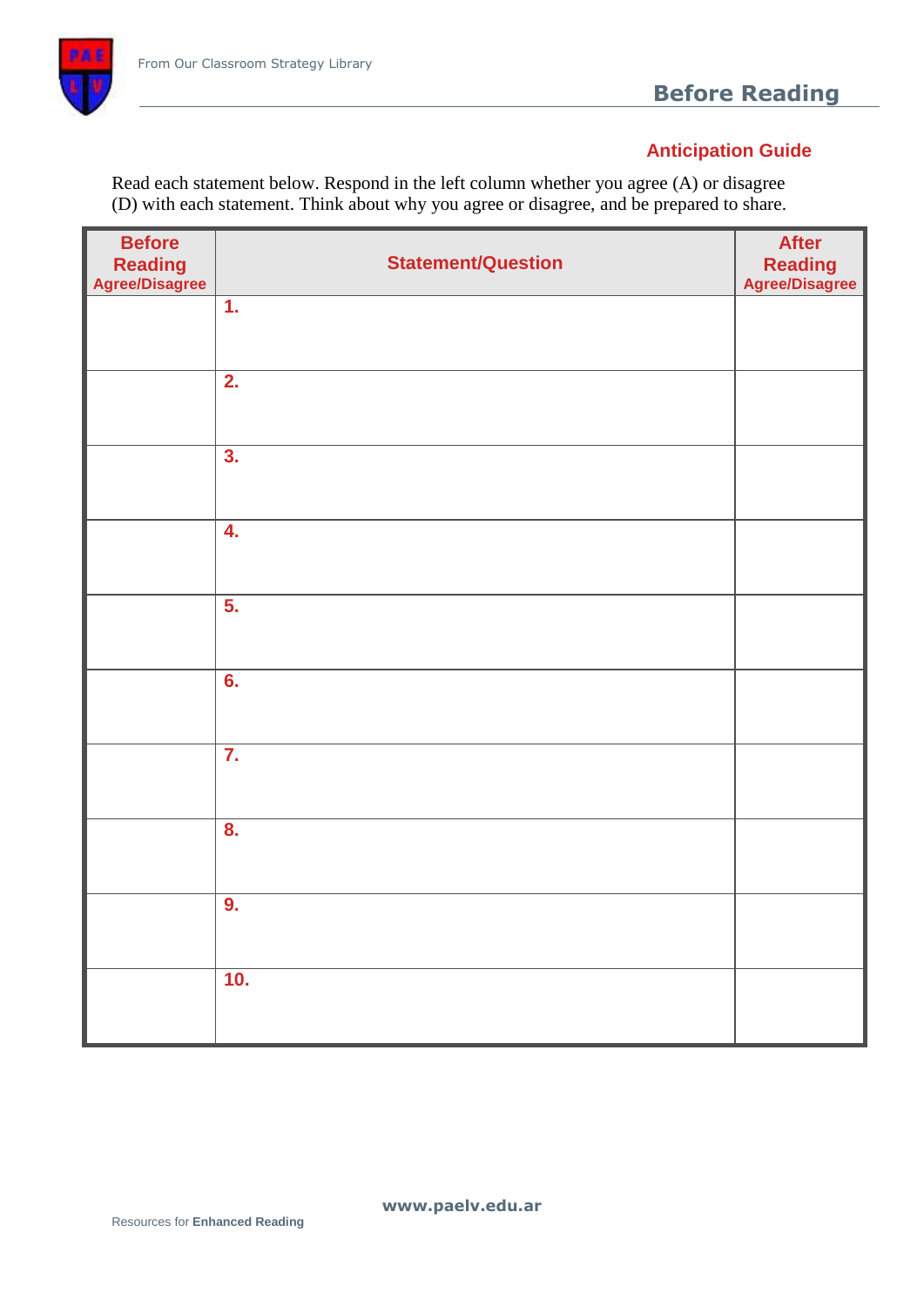From Our Classroom Strategy Library

## Before Reading

### Anticipation Guide

Read each statement below. Respond in the left column whether you agree (A) or disagree (D) with each statement. Think about why you agree or disagree, and be prepared to share.

| Before Reading Agree/Disagree | Statement/Question | After Reading Agree/Disagree |
|---|---|---|
| | **1.** | |
| | **2.** | |
| | **3.** | |
| | **4.** | |
| | **5.** | |
| | **6.** | |
| | **7.** | |
| | **8.** | |
| | **9.** | |
| | **10.** | |

Resources for **Enhanced Reading**

**www.paelv.edu.ar**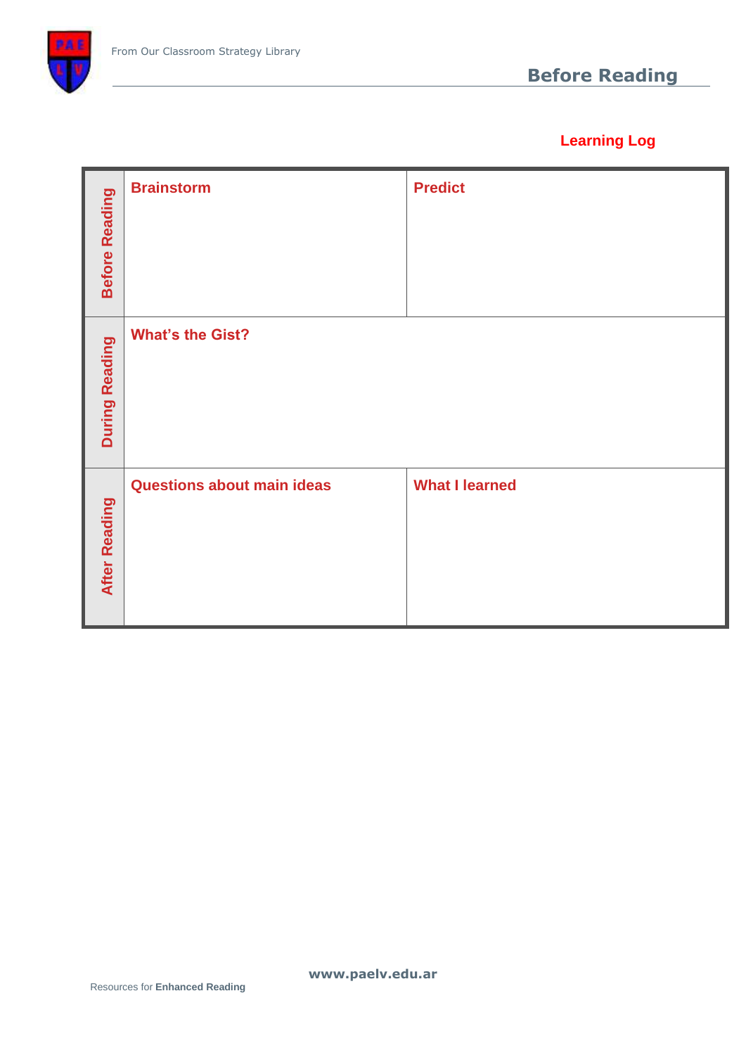## Learning Log

| | | |
|---|---|---|
| **Before Reading** | **Brainstorm** | **Predict** |
| **During Reading** | **What's the Gist?** | |
| **After Reading** | **Questions about main ideas** | **What I learned** |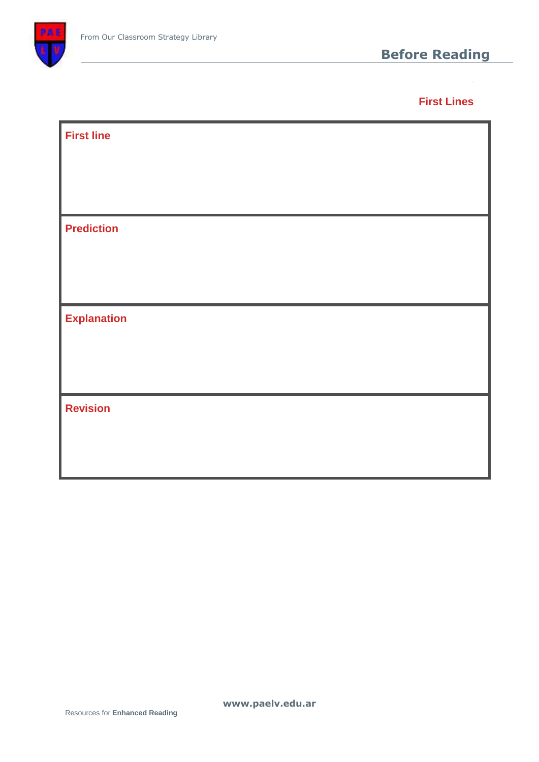## First Lines

| First line |
|---|
| |
| **Prediction** |
| |
| **Explanation** |
| |
| **Revision** |
| |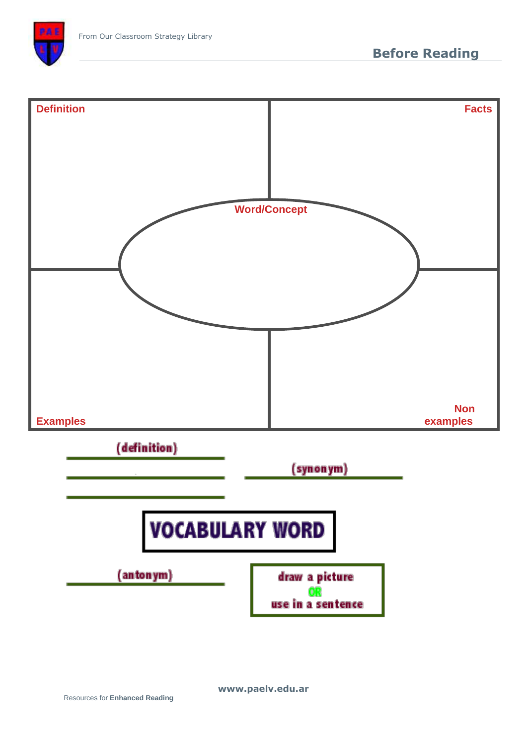## Before Reading

| Definition | Facts |
| --- | --- |
| **Word/Concept** | |
| Examples | Non examples |

(definition)

(synonym)

**VOCABULARY WORD**

(antonym)

draw a picture
OR
use in a sentence

www.paelv.edu.ar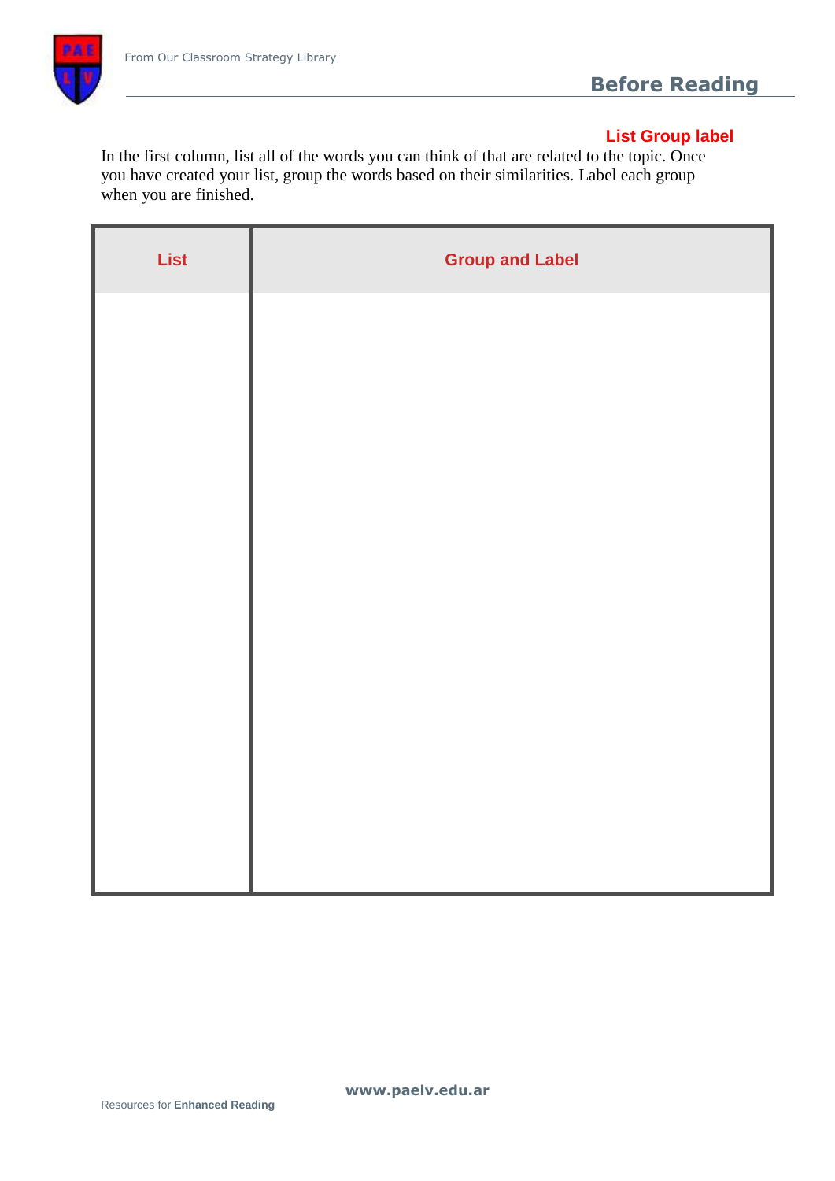## Before Reading

### List Group label

In the first column, list all of the words you can think of that are related to the topic. Once you have created your list, group the words based on their similarities. Label each group when you are finished.

| List | Group and Label |
| --- | --- |
| | |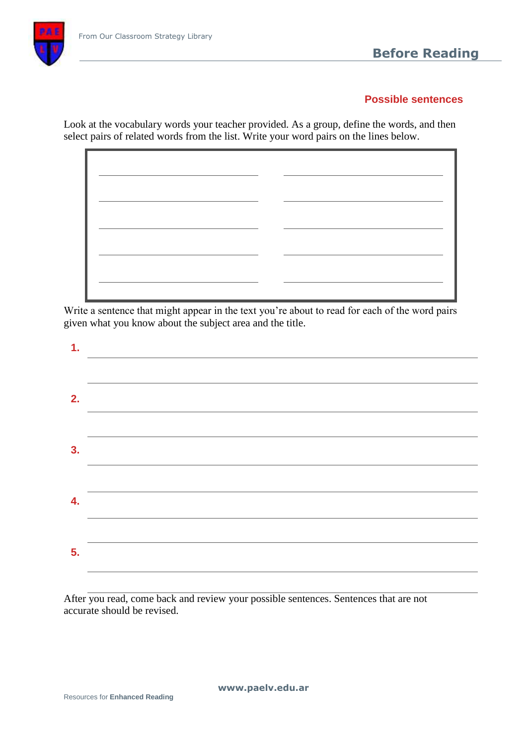## Possible sentences

Look at the vocabulary words your teacher provided. As a group, define the words, and then select pairs of related words from the list. Write your word pairs on the lines below.

| | |
|---|---|
| ______________________ | ______________________ |
| ______________________ | ______________________ |
| ______________________ | ______________________ |
| ______________________ | ______________________ |
| ______________________ | ______________________ |

Write a sentence that might appear in the text you're about to read for each of the word pairs given what you know about the subject area and the title.

1. ______________________________________________
   ______________________________________________
2. ______________________________________________
   ______________________________________________
3. ______________________________________________
   ______________________________________________
4. ______________________________________________
   ______________________________________________
5. ______________________________________________
   ______________________________________________

After you read, come back and review your possible sentences. Sentences that are not accurate should be revised.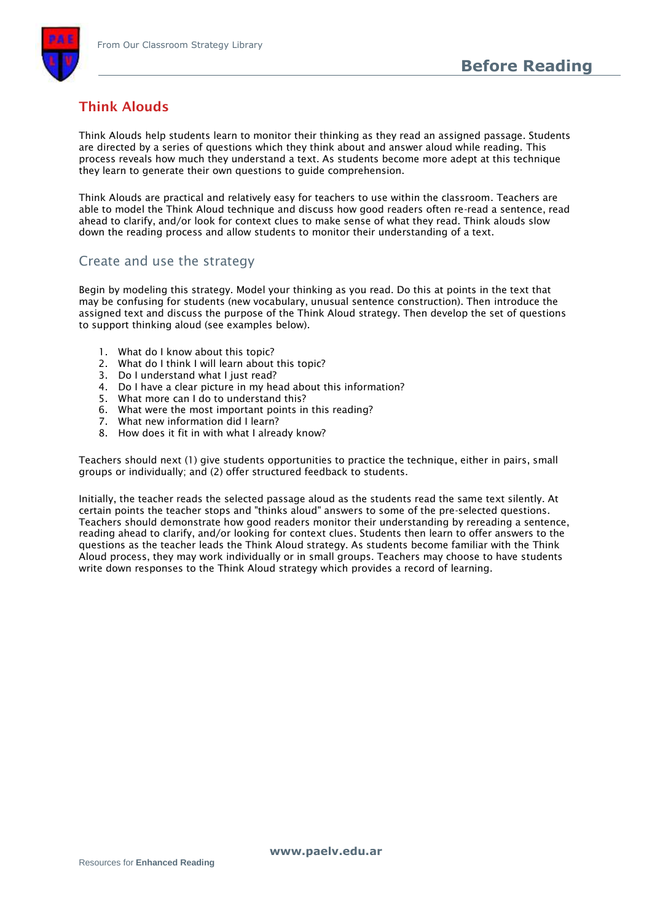# Think Alouds

Think Alouds help students learn to monitor their thinking as they read an assigned passage. Students are directed by a series of questions which they think about and answer aloud while reading. This process reveals how much they understand a text. As students become more adept at this technique they learn to generate their own questions to guide comprehension.

Think Alouds are practical and relatively easy for teachers to use within the classroom. Teachers are able to model the Think Aloud technique and discuss how good readers often re-read a sentence, read ahead to clarify, and/or look for context clues to make sense of what they read. Think alouds slow down the reading process and allow students to monitor their understanding of a text.

## Create and use the strategy

Begin by modeling this strategy. Model your thinking as you read. Do this at points in the text that may be confusing for students (new vocabulary, unusual sentence construction). Then introduce the assigned text and discuss the purpose of the Think Aloud strategy. Then develop the set of questions to support thinking aloud (see examples below).

1. What do I know about this topic?
2. What do I think I will learn about this topic?
3. Do I understand what I just read?
4. Do I have a clear picture in my head about this information?
5. What more can I do to understand this?
6. What were the most important points in this reading?
7. What new information did I learn?
8. How does it fit in with what I already know?

Teachers should next (1) give students opportunities to practice the technique, either in pairs, small groups or individually; and (2) offer structured feedback to students.

Initially, the teacher reads the selected passage aloud as the students read the same text silently. At certain points the teacher stops and "thinks aloud" answers to some of the pre-selected questions. Teachers should demonstrate how good readers monitor their understanding by rereading a sentence, reading ahead to clarify, and/or looking for context clues. Students then learn to offer answers to the questions as the teacher leads the Think Aloud strategy. As students become familiar with the Think Aloud process, they may work individually or in small groups. Teachers may choose to have students write down responses to the Think Aloud strategy which provides a record of learning.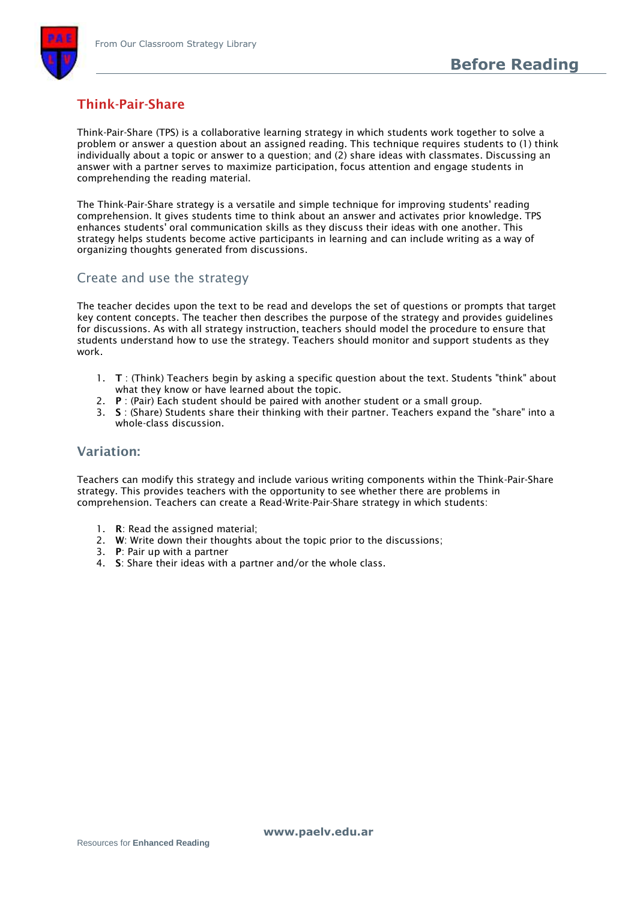# Think-Pair-Share

Think-Pair-Share (TPS) is a collaborative learning strategy in which students work together to solve a problem or answer a question about an assigned reading. This technique requires students to (1) think individually about a topic or answer to a question; and (2) share ideas with classmates. Discussing an answer with a partner serves to maximize participation, focus attention and engage students in comprehending the reading material.

The Think-Pair-Share strategy is a versatile and simple technique for improving students' reading comprehension. It gives students time to think about an answer and activates prior knowledge. TPS enhances students' oral communication skills as they discuss their ideas with one another. This strategy helps students become active participants in learning and can include writing as a way of organizing thoughts generated from discussions.

## Create and use the strategy

The teacher decides upon the text to be read and develops the set of questions or prompts that target key content concepts. The teacher then describes the purpose of the strategy and provides guidelines for discussions. As with all strategy instruction, teachers should model the procedure to ensure that students understand how to use the strategy. Teachers should monitor and support students as they work.

1. **T** : (Think) Teachers begin by asking a specific question about the text. Students "think" about what they know or have learned about the topic.
2. **P** : (Pair) Each student should be paired with another student or a small group.
3. **S** : (Share) Students share their thinking with their partner. Teachers expand the "share" into a whole-class discussion.

## Variation:

Teachers can modify this strategy and include various writing components within the Think-Pair-Share strategy. This provides teachers with the opportunity to see whether there are problems in comprehension. Teachers can create a Read-Write-Pair-Share strategy in which students:

1. **R**: Read the assigned material;
2. **W**: Write down their thoughts about the topic prior to the discussions;
3. **P**: Pair up with a partner
4. **S**: Share their ideas with a partner and/or the whole class.